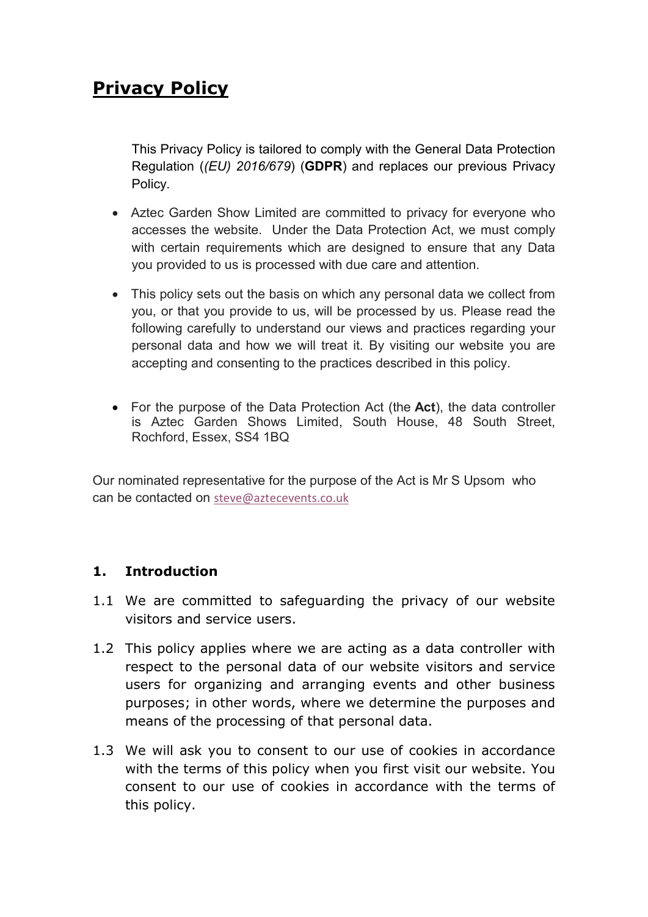# Privacy Policy

This Privacy Policy is tailored to comply with the General Data Protection Regulation (*(EU) 2016/679*) (**GDPR**) and replaces our previous Privacy Policy.

- Aztec Garden Show Limited are committed to privacy for everyone who accesses the website. Under the Data Protection Act, we must comply with certain requirements which are designed to ensure that any Data you provided to us is processed with due care and attention.

- This policy sets out the basis on which any personal data we collect from you, or that you provide to us, will be processed by us. Please read the following carefully to understand our views and practices regarding your personal data and how we will treat it. By visiting our website you are accepting and consenting to the practices described in this policy.

- For the purpose of the Data Protection Act (the **Act**), the data controller is Aztec Garden Shows Limited, South House, 48 South Street, Rochford, Essex, SS4 1BQ

Our nominated representative for the purpose of the Act is Mr S Upsom who can be contacted on steve@aztecevents.co.uk

## 1. Introduction

1.1 We are committed to safeguarding the privacy of our website visitors and service users.

1.2 This policy applies where we are acting as a data controller with respect to the personal data of our website visitors and service users for organizing and arranging events and other business purposes; in other words, where we determine the purposes and means of the processing of that personal data.

1.3 We will ask you to consent to our use of cookies in accordance with the terms of this policy when you first visit our website. You consent to our use of cookies in accordance with the terms of this policy.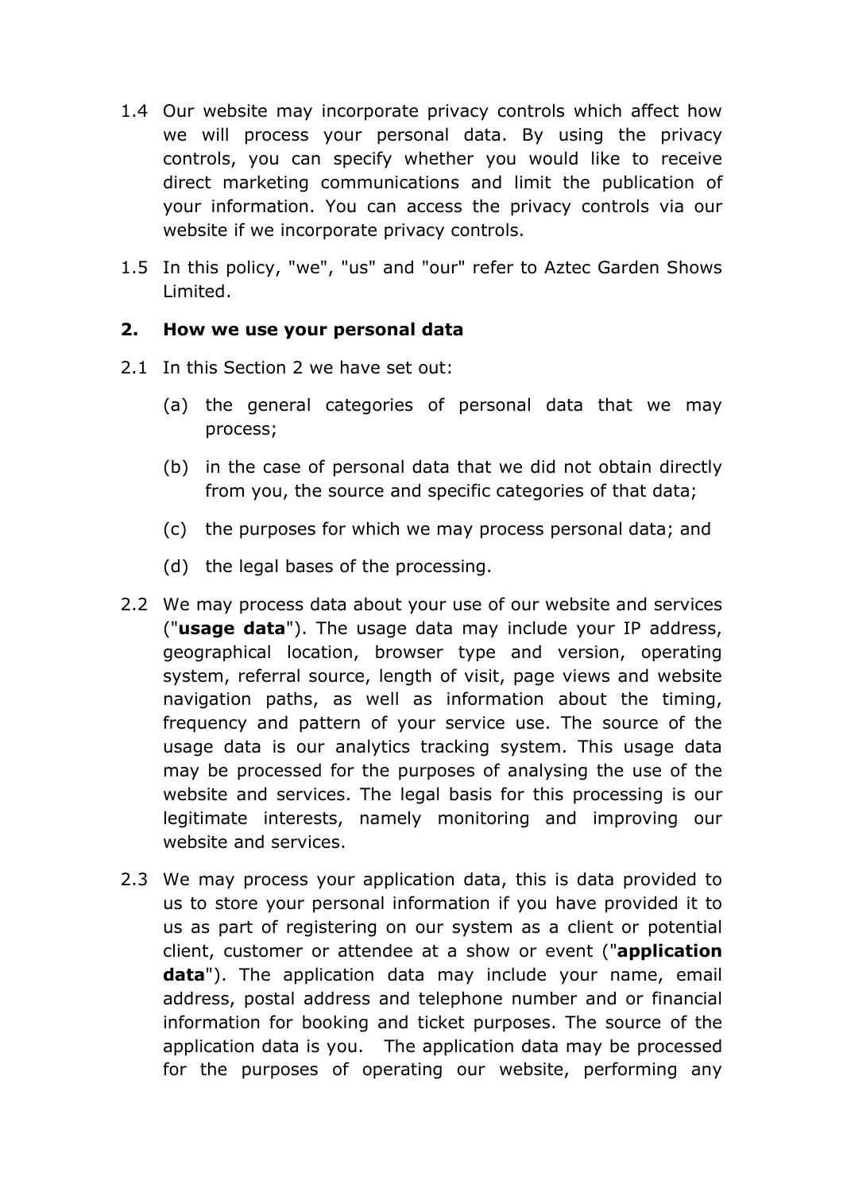1.4 Our website may incorporate privacy controls which affect how we will process your personal data. By using the privacy controls, you can specify whether you would like to receive direct marketing communications and limit the publication of your information. You can access the privacy controls via our website if we incorporate privacy controls.

1.5 In this policy, "we", "us" and "our" refer to Aztec Garden Shows Limited.

## 2. How we use your personal data

2.1 In this Section 2 we have set out:

(a) the general categories of personal data that we may process;

(b) in the case of personal data that we did not obtain directly from you, the source and specific categories of that data;

(c) the purposes for which we may process personal data; and

(d) the legal bases of the processing.

2.2 We may process data about your use of our website and services ("**usage data**"). The usage data may include your IP address, geographical location, browser type and version, operating system, referral source, length of visit, page views and website navigation paths, as well as information about the timing, frequency and pattern of your service use. The source of the usage data is our analytics tracking system. This usage data may be processed for the purposes of analysing the use of the website and services. The legal basis for this processing is our legitimate interests, namely monitoring and improving our website and services.

2.3 We may process your application data, this is data provided to us to store your personal information if you have provided it to us as part of registering on our system as a client or potential client, customer or attendee at a show or event ("**application data**"). The application data may include your name, email address, postal address and telephone number and or financial information for booking and ticket purposes. The source of the application data is you. The application data may be processed for the purposes of operating our website, performing any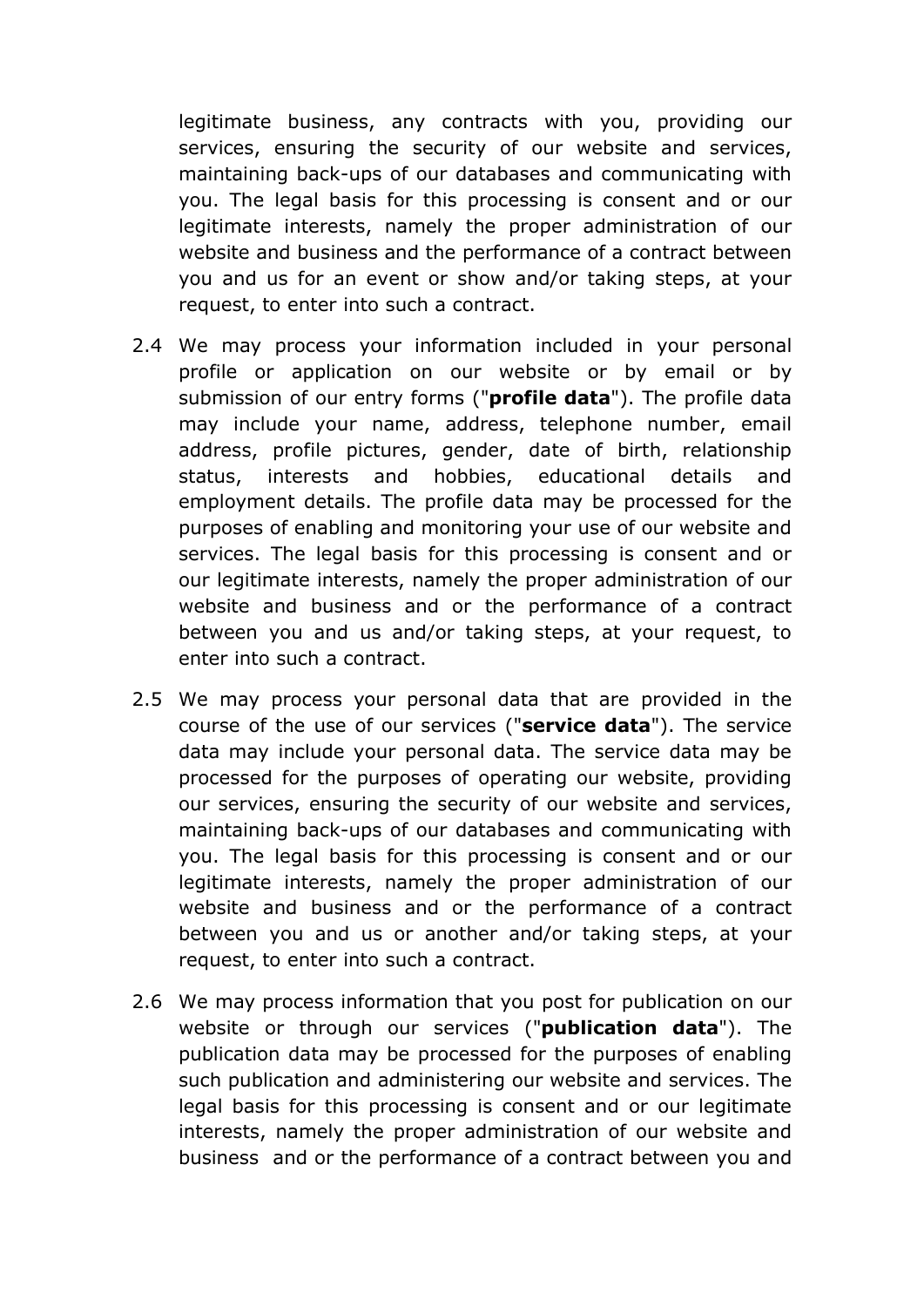legitimate business, any contracts with you, providing our services, ensuring the security of our website and services, maintaining back-ups of our databases and communicating with you. The legal basis for this processing is consent and or our legitimate interests, namely the proper administration of our website and business and the performance of a contract between you and us for an event or show and/or taking steps, at your request, to enter into such a contract.

2.4 We may process your information included in your personal profile or application on our website or by email or by submission of our entry forms ("**profile data**"). The profile data may include your name, address, telephone number, email address, profile pictures, gender, date of birth, relationship status, interests and hobbies, educational details and employment details. The profile data may be processed for the purposes of enabling and monitoring your use of our website and services. The legal basis for this processing is consent and or our legitimate interests, namely the proper administration of our website and business and or the performance of a contract between you and us and/or taking steps, at your request, to enter into such a contract.

2.5 We may process your personal data that are provided in the course of the use of our services ("**service data**"). The service data may include your personal data. The service data may be processed for the purposes of operating our website, providing our services, ensuring the security of our website and services, maintaining back-ups of our databases and communicating with you. The legal basis for this processing is consent and or our legitimate interests, namely the proper administration of our website and business and or the performance of a contract between you and us or another and/or taking steps, at your request, to enter into such a contract.

2.6 We may process information that you post for publication on our website or through our services ("**publication data**"). The publication data may be processed for the purposes of enabling such publication and administering our website and services. The legal basis for this processing is consent and or our legitimate interests, namely the proper administration of our website and business and or the performance of a contract between you and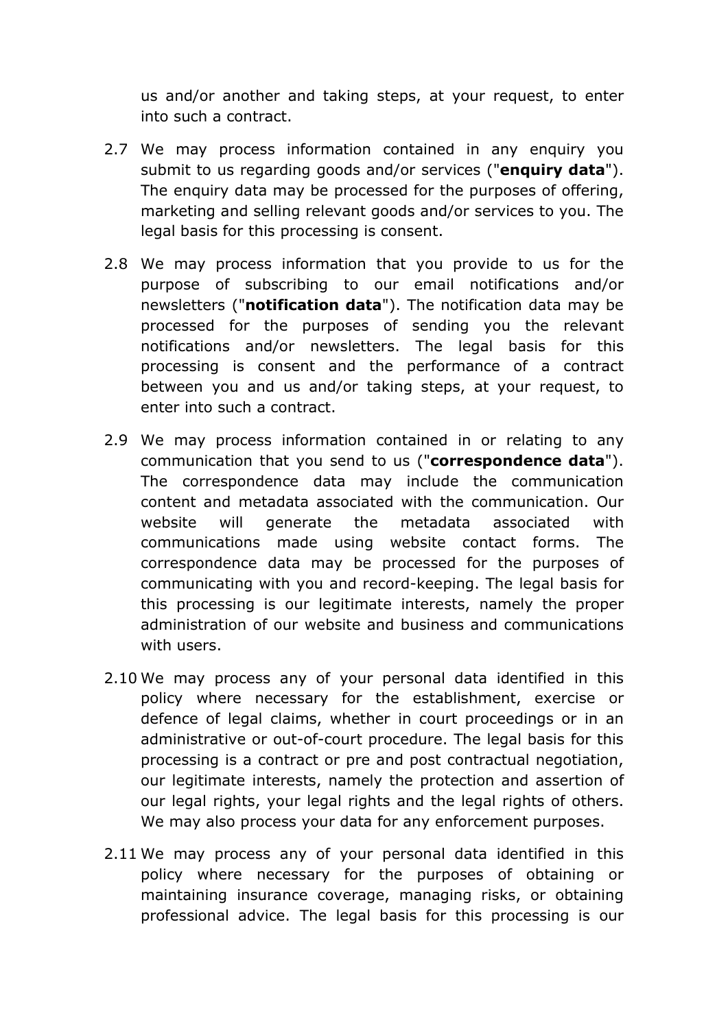us and/or another and taking steps, at your request, to enter into such a contract.

2.7 We may process information contained in any enquiry you submit to us regarding goods and/or services ("**enquiry data**"). The enquiry data may be processed for the purposes of offering, marketing and selling relevant goods and/or services to you. The legal basis for this processing is consent.

2.8 We may process information that you provide to us for the purpose of subscribing to our email notifications and/or newsletters ("**notification data**"). The notification data may be processed for the purposes of sending you the relevant notifications and/or newsletters. The legal basis for this processing is consent and the performance of a contract between you and us and/or taking steps, at your request, to enter into such a contract.

2.9 We may process information contained in or relating to any communication that you send to us ("**correspondence data**"). The correspondence data may include the communication content and metadata associated with the communication. Our website will generate the metadata associated with communications made using website contact forms. The correspondence data may be processed for the purposes of communicating with you and record-keeping. The legal basis for this processing is our legitimate interests, namely the proper administration of our website and business and communications with users.

2.10 We may process any of your personal data identified in this policy where necessary for the establishment, exercise or defence of legal claims, whether in court proceedings or in an administrative or out-of-court procedure. The legal basis for this processing is a contract or pre and post contractual negotiation, our legitimate interests, namely the protection and assertion of our legal rights, your legal rights and the legal rights of others. We may also process your data for any enforcement purposes.

2.11 We may process any of your personal data identified in this policy where necessary for the purposes of obtaining or maintaining insurance coverage, managing risks, or obtaining professional advice. The legal basis for this processing is our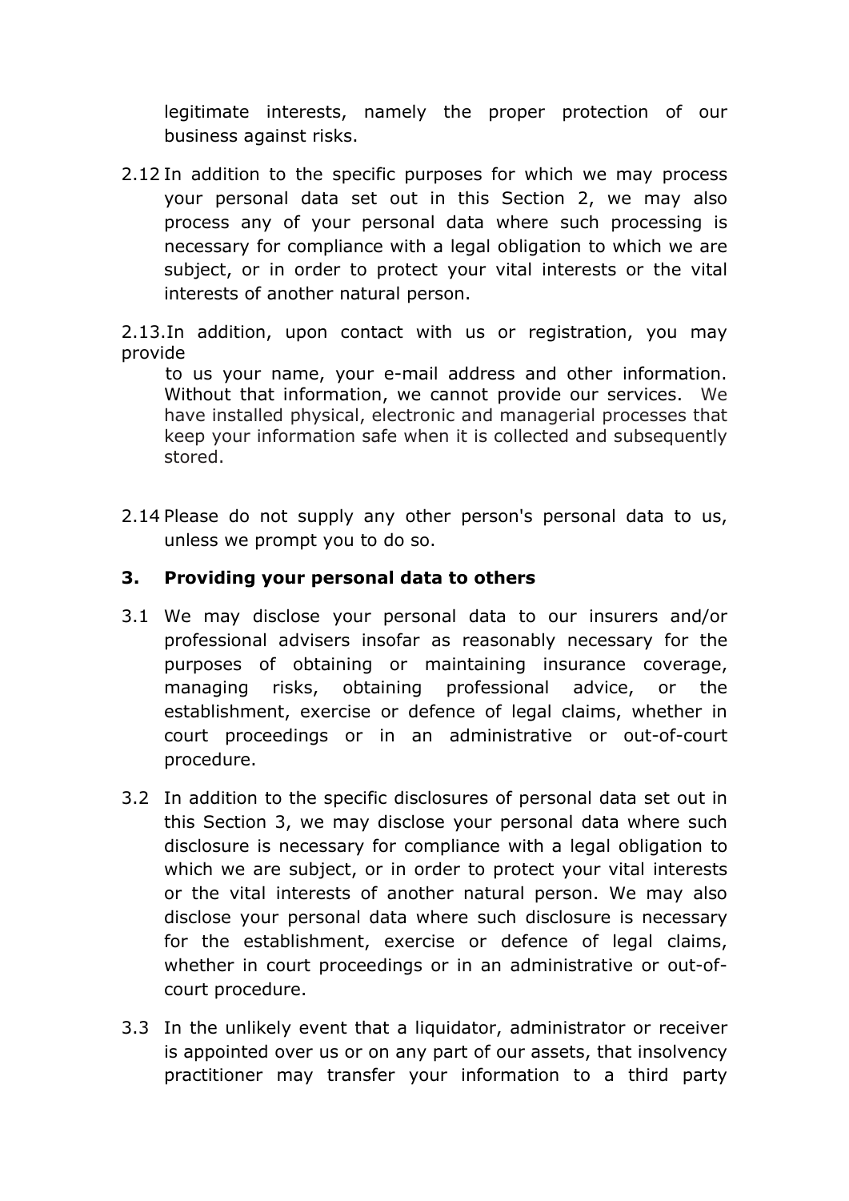legitimate interests, namely the proper protection of our business against risks.

2.12 In addition to the specific purposes for which we may process your personal data set out in this Section 2, we may also process any of your personal data where such processing is necessary for compliance with a legal obligation to which we are subject, or in order to protect your vital interests or the vital interests of another natural person.

2.13.In addition, upon contact with us or registration, you may provide to us your name, your e-mail address and other information. Without that information, we cannot provide our services. We have installed physical, electronic and managerial processes that keep your information safe when it is collected and subsequently stored.

2.14 Please do not supply any other person's personal data to us, unless we prompt you to do so.

## 3. Providing your personal data to others

3.1 We may disclose your personal data to our insurers and/or professional advisers insofar as reasonably necessary for the purposes of obtaining or maintaining insurance coverage, managing risks, obtaining professional advice, or the establishment, exercise or defence of legal claims, whether in court proceedings or in an administrative or out-of-court procedure.

3.2 In addition to the specific disclosures of personal data set out in this Section 3, we may disclose your personal data where such disclosure is necessary for compliance with a legal obligation to which we are subject, or in order to protect your vital interests or the vital interests of another natural person. We may also disclose your personal data where such disclosure is necessary for the establishment, exercise or defence of legal claims, whether in court proceedings or in an administrative or out-of-court procedure.

3.3 In the unlikely event that a liquidator, administrator or receiver is appointed over us or on any part of our assets, that insolvency practitioner may transfer your information to a third party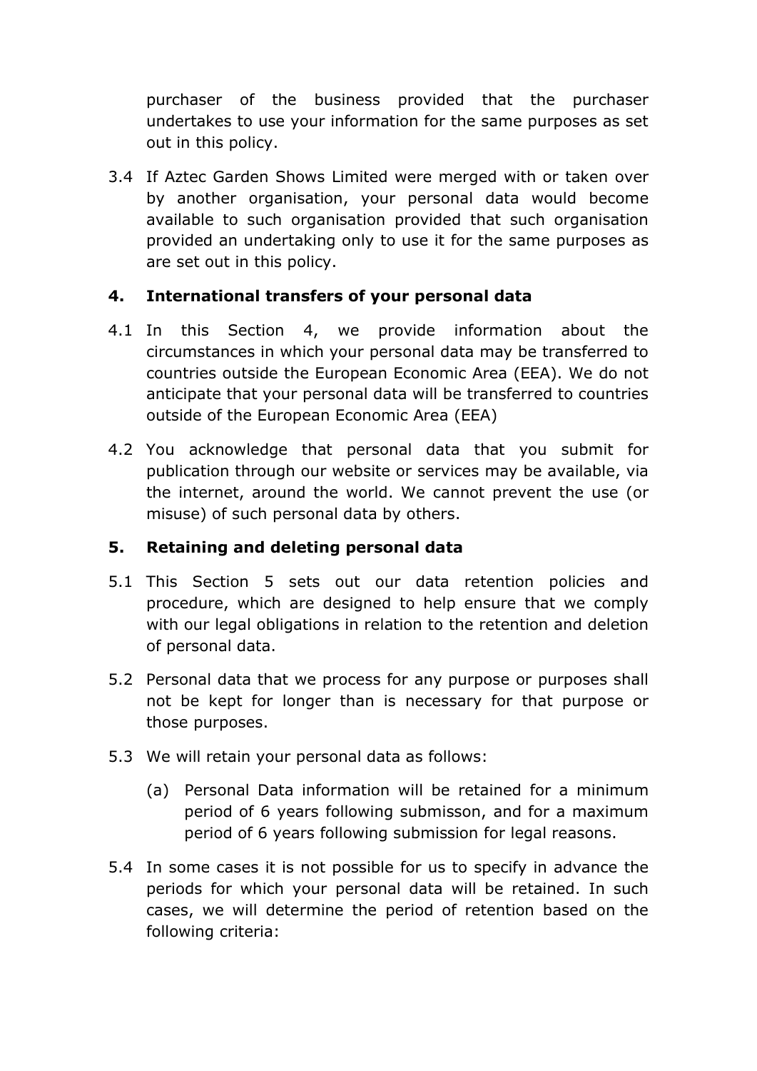purchaser of the business provided that the purchaser undertakes to use your information for the same purposes as set out in this policy.

3.4 If Aztec Garden Shows Limited were merged with or taken over by another organisation, your personal data would become available to such organisation provided that such organisation provided an undertaking only to use it for the same purposes as are set out in this policy.

## 4. International transfers of your personal data

4.1 In this Section 4, we provide information about the circumstances in which your personal data may be transferred to countries outside the European Economic Area (EEA). We do not anticipate that your personal data will be transferred to countries outside of the European Economic Area (EEA)

4.2 You acknowledge that personal data that you submit for publication through our website or services may be available, via the internet, around the world. We cannot prevent the use (or misuse) of such personal data by others.

## 5. Retaining and deleting personal data

5.1 This Section 5 sets out our data retention policies and procedure, which are designed to help ensure that we comply with our legal obligations in relation to the retention and deletion of personal data.

5.2 Personal data that we process for any purpose or purposes shall not be kept for longer than is necessary for that purpose or those purposes.

5.3 We will retain your personal data as follows:

(a) Personal Data information will be retained for a minimum period of 6 years following submisson, and for a maximum period of 6 years following submission for legal reasons.

5.4 In some cases it is not possible for us to specify in advance the periods for which your personal data will be retained. In such cases, we will determine the period of retention based on the following criteria: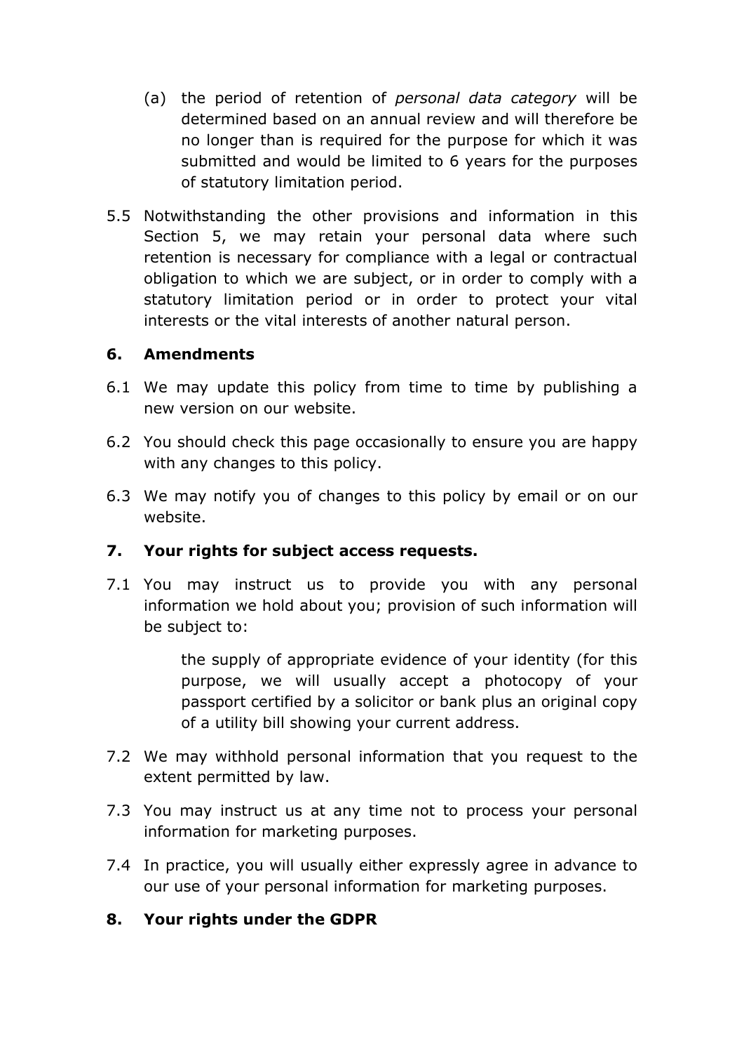(a) the period of retention of *personal data category* will be determined based on an annual review and will therefore be no longer than is required for the purpose for which it was submitted and would be limited to 6 years for the purposes of statutory limitation period.

5.5 Notwithstanding the other provisions and information in this Section 5, we may retain your personal data where such retention is necessary for compliance with a legal or contractual obligation to which we are subject, or in order to comply with a statutory limitation period or in order to protect your vital interests or the vital interests of another natural person.

## 6. Amendments

6.1 We may update this policy from time to time by publishing a new version on our website.

6.2 You should check this page occasionally to ensure you are happy with any changes to this policy.

6.3 We may notify you of changes to this policy by email or on our website.

## 7. Your rights for subject access requests.

7.1 You may instruct us to provide you with any personal information we hold about you; provision of such information will be subject to:

> the supply of appropriate evidence of your identity (for this purpose, we will usually accept a photocopy of your passport certified by a solicitor or bank plus an original copy of a utility bill showing your current address.

7.2 We may withhold personal information that you request to the extent permitted by law.

7.3 You may instruct us at any time not to process your personal information for marketing purposes.

7.4 In practice, you will usually either expressly agree in advance to our use of your personal information for marketing purposes.

## 8. Your rights under the GDPR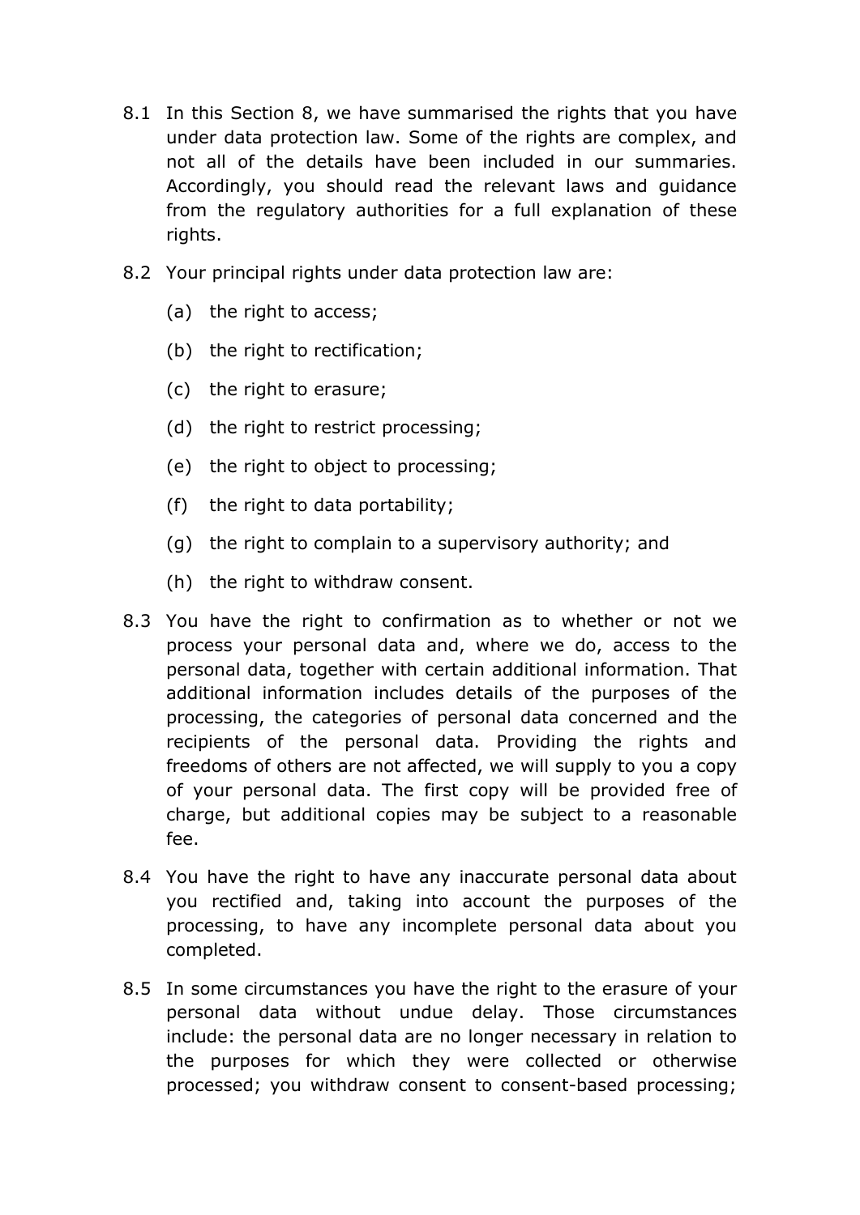8.1 In this Section 8, we have summarised the rights that you have under data protection law. Some of the rights are complex, and not all of the details have been included in our summaries. Accordingly, you should read the relevant laws and guidance from the regulatory authorities for a full explanation of these rights.

8.2 Your principal rights under data protection law are:

   (a) the right to access;

   (b) the right to rectification;

   (c) the right to erasure;

   (d) the right to restrict processing;

   (e) the right to object to processing;

   (f) the right to data portability;

   (g) the right to complain to a supervisory authority; and

   (h) the right to withdraw consent.

8.3 You have the right to confirmation as to whether or not we process your personal data and, where we do, access to the personal data, together with certain additional information. That additional information includes details of the purposes of the processing, the categories of personal data concerned and the recipients of the personal data. Providing the rights and freedoms of others are not affected, we will supply to you a copy of your personal data. The first copy will be provided free of charge, but additional copies may be subject to a reasonable fee.

8.4 You have the right to have any inaccurate personal data about you rectified and, taking into account the purposes of the processing, to have any incomplete personal data about you completed.

8.5 In some circumstances you have the right to the erasure of your personal data without undue delay. Those circumstances include: the personal data are no longer necessary in relation to the purposes for which they were collected or otherwise processed; you withdraw consent to consent-based processing;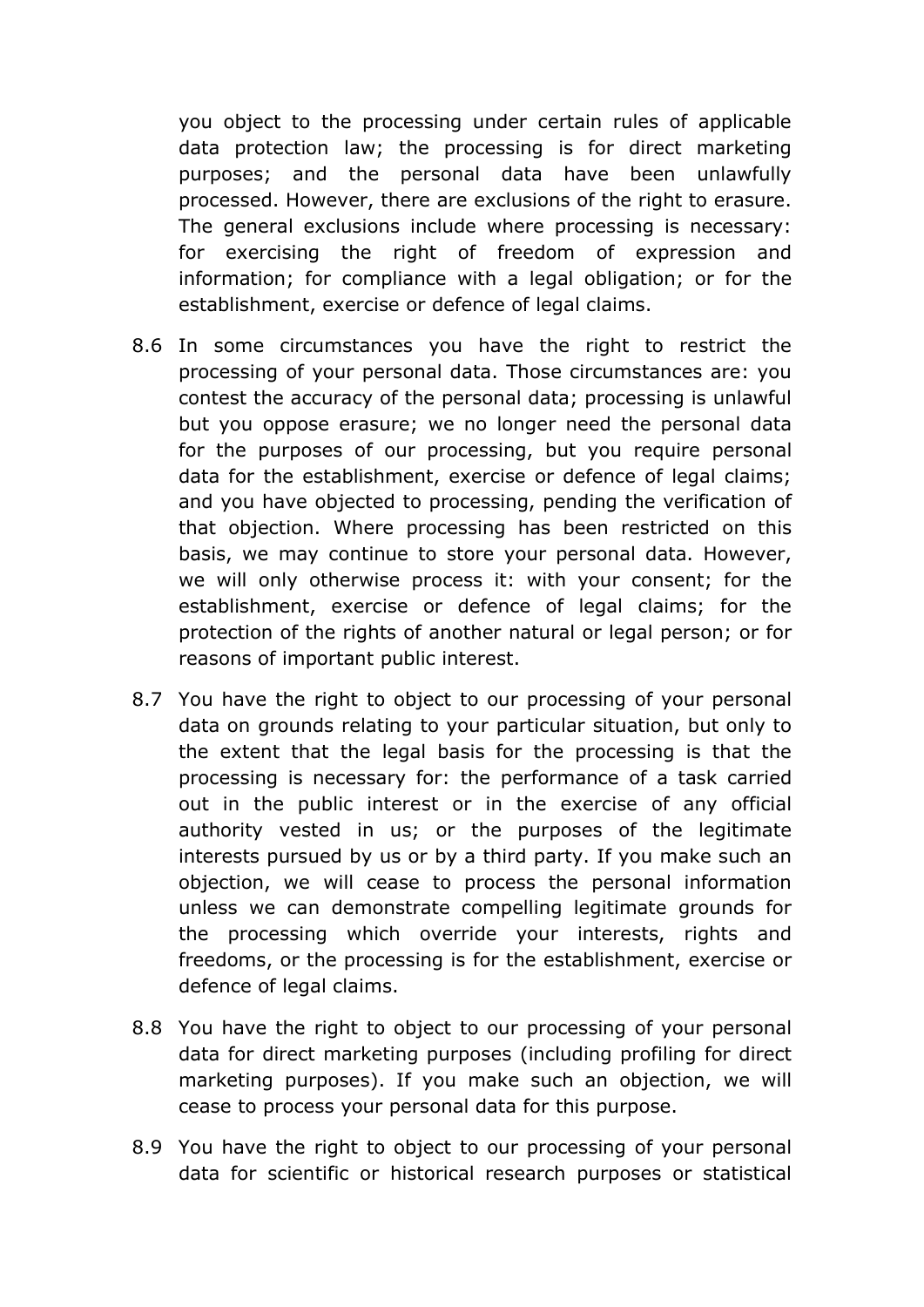you object to the processing under certain rules of applicable data protection law; the processing is for direct marketing purposes; and the personal data have been unlawfully processed. However, there are exclusions of the right to erasure. The general exclusions include where processing is necessary: for exercising the right of freedom of expression and information; for compliance with a legal obligation; or for the establishment, exercise or defence of legal claims.

8.6 In some circumstances you have the right to restrict the processing of your personal data. Those circumstances are: you contest the accuracy of the personal data; processing is unlawful but you oppose erasure; we no longer need the personal data for the purposes of our processing, but you require personal data for the establishment, exercise or defence of legal claims; and you have objected to processing, pending the verification of that objection. Where processing has been restricted on this basis, we may continue to store your personal data. However, we will only otherwise process it: with your consent; for the establishment, exercise or defence of legal claims; for the protection of the rights of another natural or legal person; or for reasons of important public interest.

8.7 You have the right to object to our processing of your personal data on grounds relating to your particular situation, but only to the extent that the legal basis for the processing is that the processing is necessary for: the performance of a task carried out in the public interest or in the exercise of any official authority vested in us; or the purposes of the legitimate interests pursued by us or by a third party. If you make such an objection, we will cease to process the personal information unless we can demonstrate compelling legitimate grounds for the processing which override your interests, rights and freedoms, or the processing is for the establishment, exercise or defence of legal claims.

8.8 You have the right to object to our processing of your personal data for direct marketing purposes (including profiling for direct marketing purposes). If you make such an objection, we will cease to process your personal data for this purpose.

8.9 You have the right to object to our processing of your personal data for scientific or historical research purposes or statistical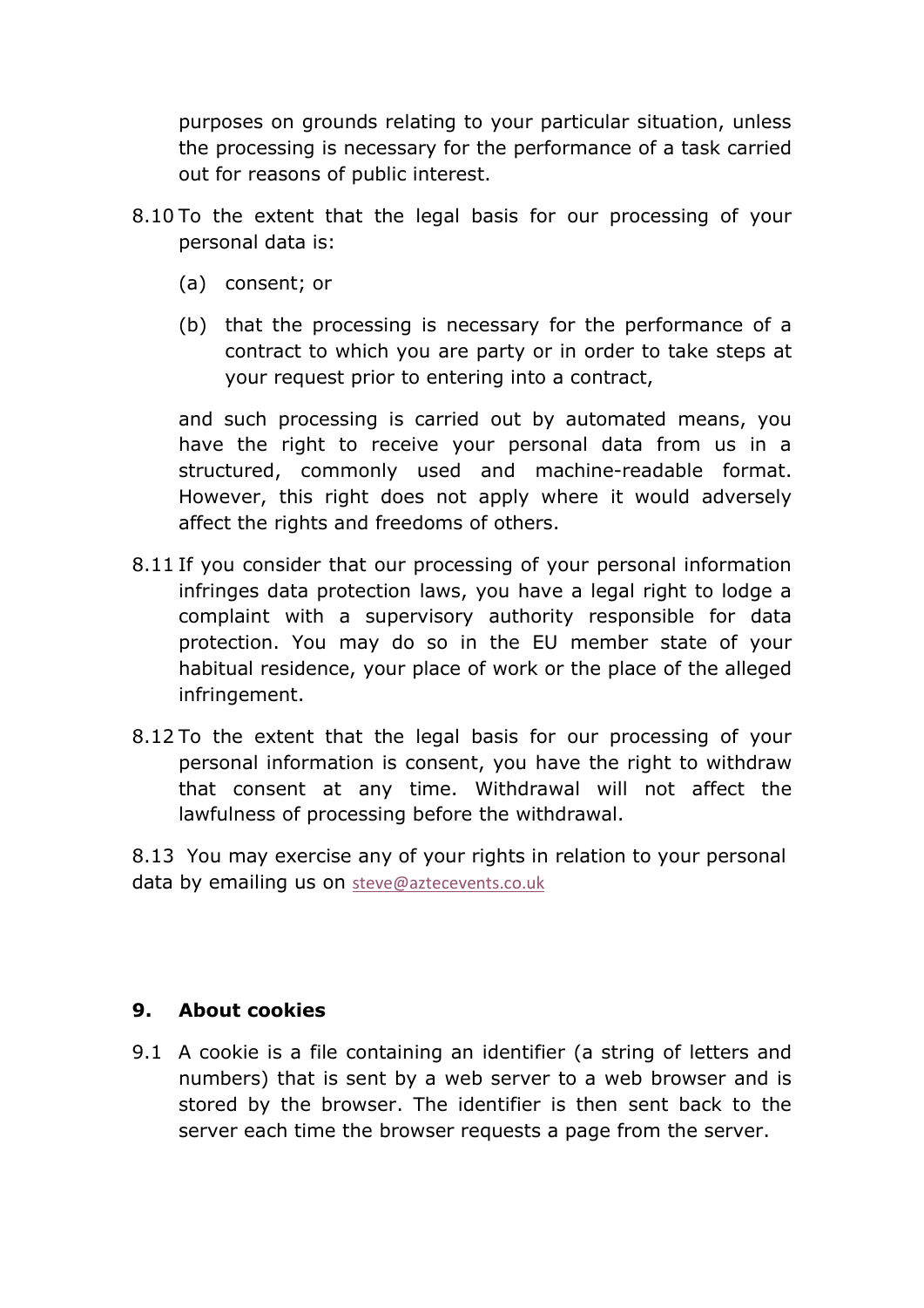purposes on grounds relating to your particular situation, unless the processing is necessary for the performance of a task carried out for reasons of public interest.

8.10 To the extent that the legal basis for our processing of your personal data is:

(a) consent; or

(b) that the processing is necessary for the performance of a contract to which you are party or in order to take steps at your request prior to entering into a contract,

and such processing is carried out by automated means, you have the right to receive your personal data from us in a structured, commonly used and machine-readable format. However, this right does not apply where it would adversely affect the rights and freedoms of others.

8.11 If you consider that our processing of your personal information infringes data protection laws, you have a legal right to lodge a complaint with a supervisory authority responsible for data protection. You may do so in the EU member state of your habitual residence, your place of work or the place of the alleged infringement.

8.12 To the extent that the legal basis for our processing of your personal information is consent, you have the right to withdraw that consent at any time. Withdrawal will not affect the lawfulness of processing before the withdrawal.

8.13 You may exercise any of your rights in relation to your personal data by emailing us on steve@aztecevents.co.uk

## 9. About cookies

9.1 A cookie is a file containing an identifier (a string of letters and numbers) that is sent by a web server to a web browser and is stored by the browser. The identifier is then sent back to the server each time the browser requests a page from the server.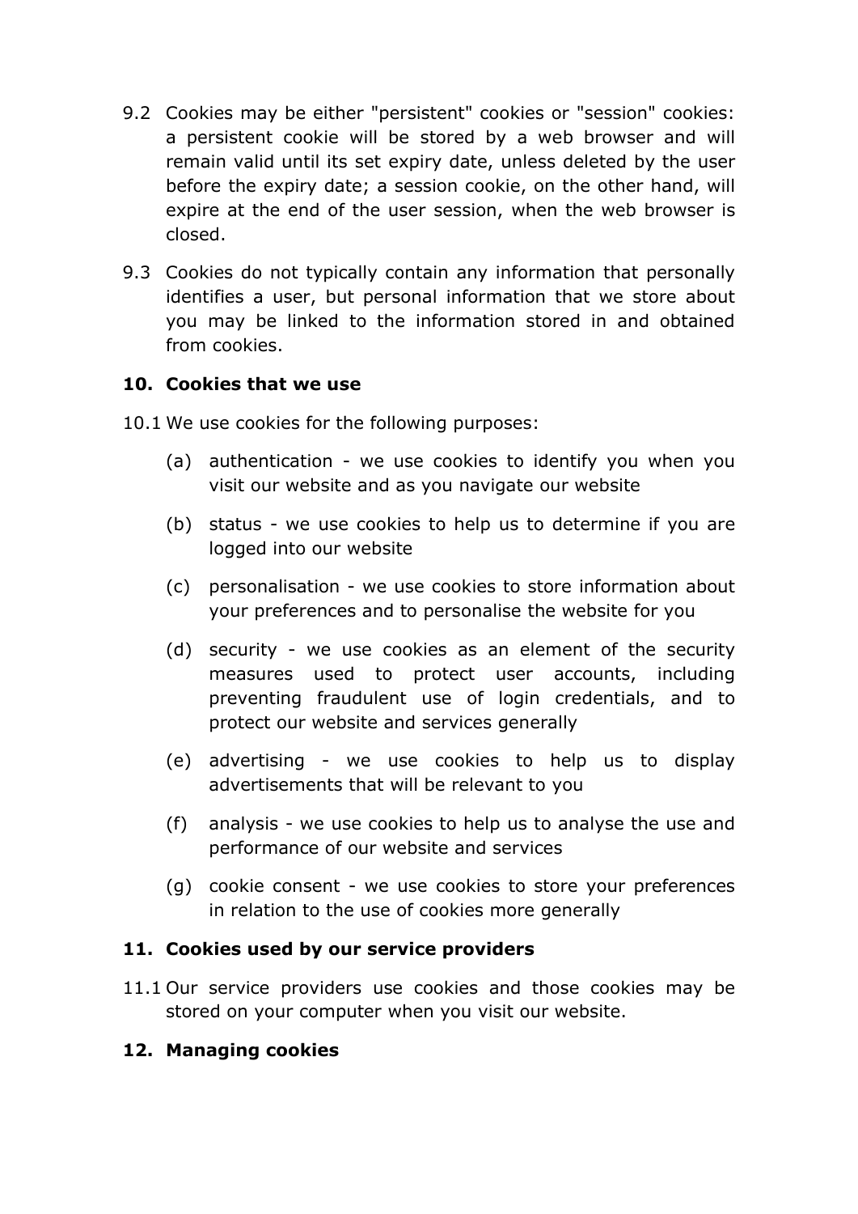9.2 Cookies may be either "persistent" cookies or "session" cookies: a persistent cookie will be stored by a web browser and will remain valid until its set expiry date, unless deleted by the user before the expiry date; a session cookie, on the other hand, will expire at the end of the user session, when the web browser is closed.

9.3 Cookies do not typically contain any information that personally identifies a user, but personal information that we store about you may be linked to the information stored in and obtained from cookies.

## 10. Cookies that we use

10.1 We use cookies for the following purposes:

(a) authentication - we use cookies to identify you when you visit our website and as you navigate our website

(b) status - we use cookies to help us to determine if you are logged into our website

(c) personalisation - we use cookies to store information about your preferences and to personalise the website for you

(d) security - we use cookies as an element of the security measures used to protect user accounts, including preventing fraudulent use of login credentials, and to protect our website and services generally

(e) advertising - we use cookies to help us to display advertisements that will be relevant to you

(f) analysis - we use cookies to help us to analyse the use and performance of our website and services

(g) cookie consent - we use cookies to store your preferences in relation to the use of cookies more generally

## 11. Cookies used by our service providers

11.1 Our service providers use cookies and those cookies may be stored on your computer when you visit our website.

## 12. Managing cookies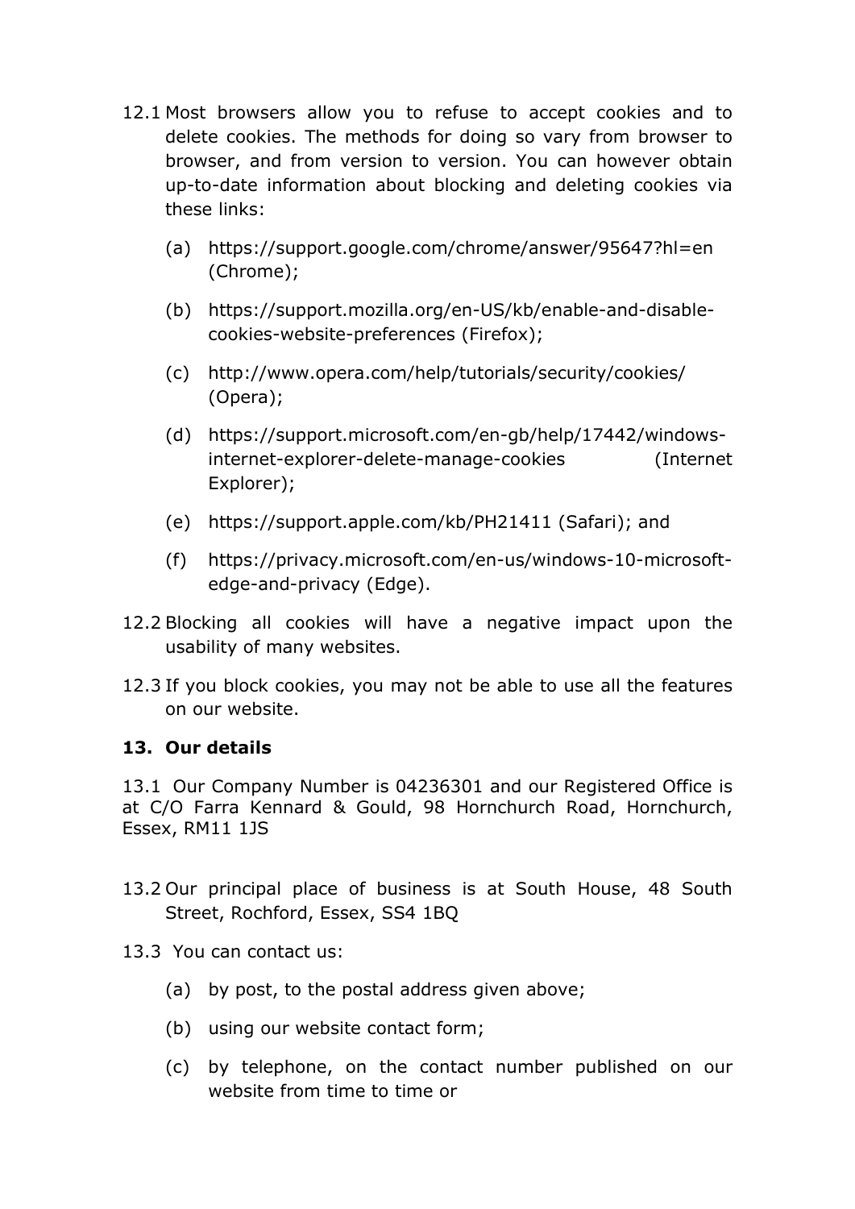12.1 Most browsers allow you to refuse to accept cookies and to delete cookies. The methods for doing so vary from browser to browser, and from version to version. You can however obtain up-to-date information about blocking and deleting cookies via these links:

(a) https://support.google.com/chrome/answer/95647?hl=en (Chrome);

(b) https://support.mozilla.org/en-US/kb/enable-and-disable-cookies-website-preferences (Firefox);

(c) http://www.opera.com/help/tutorials/security/cookies/ (Opera);

(d) https://support.microsoft.com/en-gb/help/17442/windows-internet-explorer-delete-manage-cookies (Internet Explorer);

(e) https://support.apple.com/kb/PH21411 (Safari); and

(f) https://privacy.microsoft.com/en-us/windows-10-microsoft-edge-and-privacy (Edge).

12.2 Blocking all cookies will have a negative impact upon the usability of many websites.

12.3 If you block cookies, you may not be able to use all the features on our website.

## 13. Our details

13.1 Our Company Number is 04236301 and our Registered Office is at C/O Farra Kennard & Gould, 98 Hornchurch Road, Hornchurch, Essex, RM11 1JS

13.2 Our principal place of business is at South House, 48 South Street, Rochford, Essex, SS4 1BQ

13.3 You can contact us:

(a) by post, to the postal address given above;

(b) using our website contact form;

(c) by telephone, on the contact number published on our website from time to time or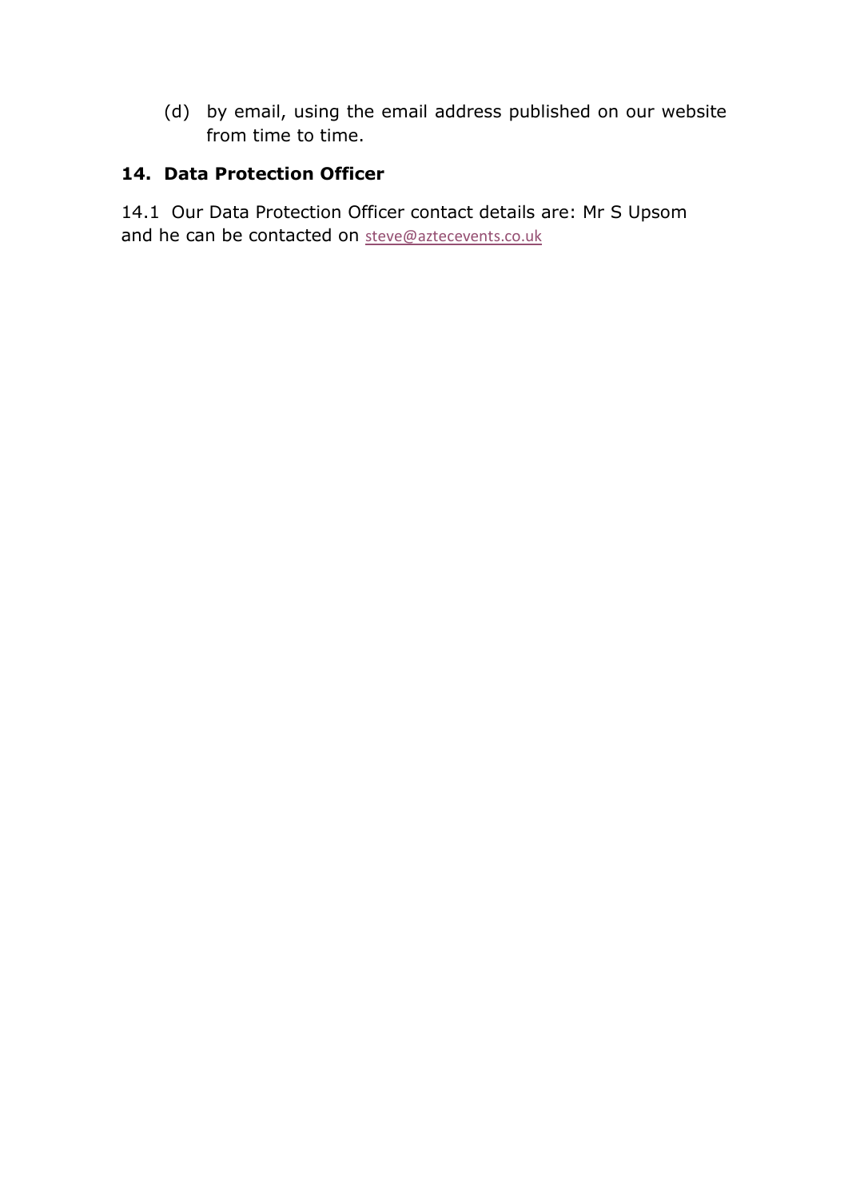(d) by email, using the email address published on our website from time to time.

## 14. Data Protection Officer

14.1 Our Data Protection Officer contact details are: Mr S Upsom and he can be contacted on steve@aztecevents.co.uk